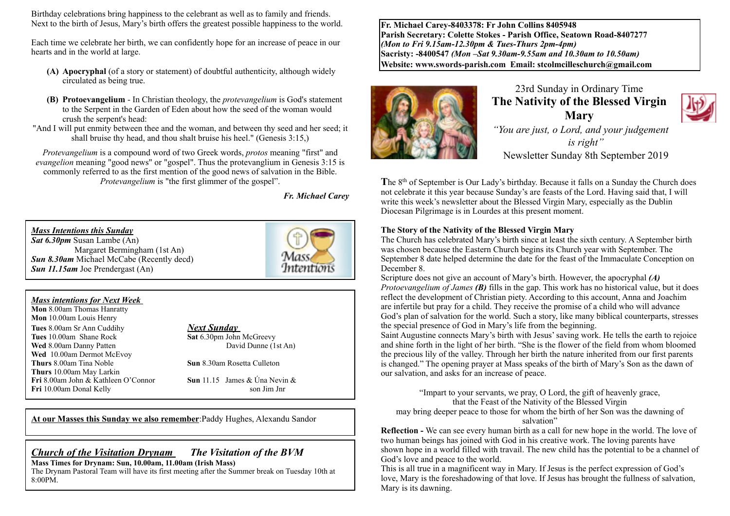**Fr. Michael Carey-8403378: Fr John Collins 8405948**
**Parish Secretary: Colette Stokes - Parish Office, Seatown Road-8407277**
***(Mon to Fri 9.15am-12.30pm & Tues-Thurs 2pm-4pm)***
**Sacristy: -8400547** ***(Mon –Sat 9.30am-9.55am and 10.30am to 10.50am)***
**Website: www.swords-parish.com Email: stcolmcilleschurch@gmail.com**

23rd Sunday in Ordinary Time

# The Nativity of the Blessed Virgin Mary

*"You are just, o Lord, and your judgement is right"*

Newsletter Sunday 8th September 2019

**T**he 8th of September is Our Lady's birthday. Because it falls on a Sunday the Church does not celebrate it this year because Sunday's are feasts of the Lord. Having said that, I will write this week's newsletter about the Blessed Virgin Mary, especially as the Dublin Diocesan Pilgrimage is in Lourdes at this present moment.

**The Story of the Nativity of the Blessed Virgin Mary**

The Church has celebrated Mary's birth since at least the sixth century. A September birth was chosen because the Eastern Church begins its Church year with September. The September 8 date helped determine the date for the feast of the Immaculate Conception on December 8.

Scripture does not give an account of Mary's birth. However, the apocryphal ***(A)*** *Protoevangelium of James* ***(B)*** fills in the gap. This work has no historical value, but it does reflect the development of Christian piety. According to this account, Anna and Joachim are infertile but pray for a child. They receive the promise of a child who will advance God's plan of salvation for the world. Such a story, like many biblical counterparts, stresses the special presence of God in Mary's life from the beginning.

Saint Augustine connects Mary's birth with Jesus' saving work. He tells the earth to rejoice and shine forth in the light of her birth. "She is the flower of the field from whom bloomed the precious lily of the valley. Through her birth the nature inherited from our first parents is changed." The opening prayer at Mass speaks of the birth of Mary's Son as the dawn of our salvation, and asks for an increase of peace.

"Impart to your servants, we pray, O Lord, the gift of heavenly grace,
that the Feast of the Nativity of the Blessed Virgin
may bring deeper peace to those for whom the birth of her Son was the dawning of salvation"

**Reflection -** We can see every human birth as a call for new hope in the world. The love of two human beings has joined with God in his creative work. The loving parents have shown hope in a world filled with travail. The new child has the potential to be a channel of God's love and peace to the world.

This is all true in a magnificent way in Mary. If Jesus is the perfect expression of God's love, Mary is the foreshadowing of that love. If Jesus has brought the fullness of salvation, Mary is its dawning.

Birthday celebrations bring happiness to the celebrant as well as to family and friends. Next to the birth of Jesus, Mary's birth offers the greatest possible happiness to the world.

Each time we celebrate her birth, we can confidently hope for an increase of peace in our hearts and in the world at large.

**(A) Apocryphal** (of a story or statement) of doubtful authenticity, although widely circulated as being true.

**(B) Protoevangelium** - In Christian theology, the *protevangelium* is God's statement to the Serpent in the Garden of Eden about how the seed of the woman would crush the serpent's head:

"And I will put enmity between thee and the woman, and between thy seed and her seed; it shall bruise thy head, and thou shalt bruise his heel." (Genesis 3:15,)

*Protevangelium* is a compound word of two Greek words, *protos* meaning "first" and *evangelion* meaning "good news" or "gospel". Thus the protevanglium in Genesis 3:15 is commonly referred to as the first mention of the good news of salvation in the Bible. *Protevangelium* is "the first glimmer of the gospel".

***Fr. Michael Carey***

***Mass Intentions this Sunday***
***Sat 6.30pm*** Susan Lambe (An)
Margaret Bermingham (1st An)
***Sun 8.30am*** Michael McCabe (Recently decd)
***Sun 11.15am*** Joe Prendergast (An)

***Mass intentions for Next Week***
**Mon** 8.00am Thomas Hanratty
**Mon** 10.00am Louis Henry
**Tues** 8.00am Sr Ann Cuddihy
**Tues** 10.00am Shane Rock
**Wed** 8.00am Danny Patten
**Wed** 10.00am Dermot McEvoy
**Thurs** 8.00am Tina Noble
**Thurs** 10.00am May Larkin
**Fri** 8.00am John & Kathleen O'Connor
**Fri** 10.00am Donal Kelly

***Next Sunday***
**Sat** 6.30pm John McGreevy
David Dunne (1st An)
**Sun** 8.30am Rosetta Culleton
**Sun** 11.15 James & Úna Nevin & son Jim Jnr

**At our Masses this Sunday we also remember**:Paddy Hughes, Alexandu Sandor

## *Church of the Visitation Drynam* *The Visitation of the BVM*

**Mass Times for Drynam: Sun, 10.00am, 11.00am (Irish Mass)**
The Drynam Pastoral Team will have its first meeting after the Summer break on Tuesday 10th at 8:00PM.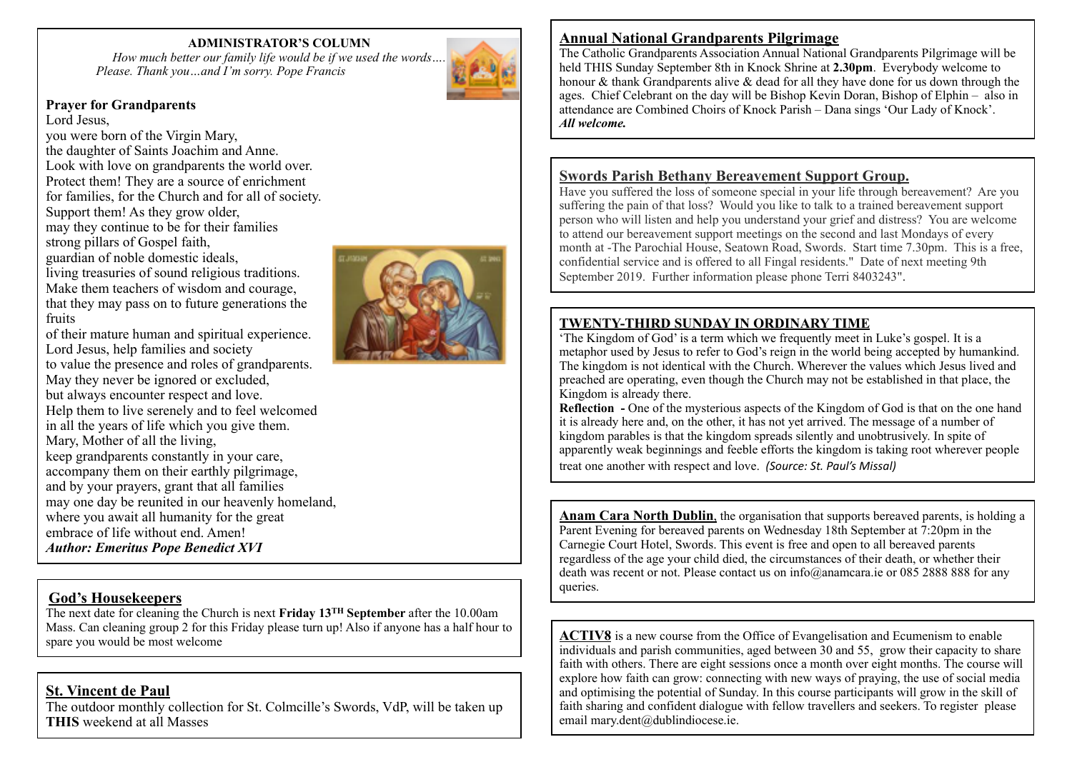**ADMINISTRATOR'S COLUMN**

*How much better our family life would be if we used the words…. Please. Thank you…and I'm sorry. Pope Francis*

**Prayer for Grandparents**

Lord Jesus,
you were born of the Virgin Mary,
the daughter of Saints Joachim and Anne.
Look with love on grandparents the world over.
Protect them! They are a source of enrichment
for families, for the Church and for all of society.
Support them! As they grow older,
may they continue to be for their families
strong pillars of Gospel faith,
guardian of noble domestic ideals,
living treasuries of sound religious traditions.
Make them teachers of wisdom and courage,
that they may pass on to future generations the fruits
of their mature human and spiritual experience.
Lord Jesus, help families and society
to value the presence and roles of grandparents.
May they never be ignored or excluded,
but always encounter respect and love.
Help them to live serenely and to feel welcomed
in all the years of life which you give them.
Mary, Mother of all the living,
keep grandparents constantly in your care,
accompany them on their earthly pilgrimage,
and by your prayers, grant that all families
may one day be reunited in our heavenly homeland,
where you await all humanity for the great
embrace of life without end. Amen!

***Author: Emeritus Pope Benedict XVI***

## God's Housekeepers

The next date for cleaning the Church is next **Friday 13TH September** after the 10.00am Mass. Can cleaning group 2 for this Friday please turn up! Also if anyone has a half hour to spare you would be most welcome

## St. Vincent de Paul

The outdoor monthly collection for St. Colmcille's Swords, VdP, will be taken up **THIS** weekend at all Masses

## Annual National Grandparents Pilgrimage

The Catholic Grandparents Association Annual National Grandparents Pilgrimage will be held THIS Sunday September 8th in Knock Shrine at **2.30pm**. Everybody welcome to honour & thank Grandparents alive & dead for all they have done for us down through the ages. Chief Celebrant on the day will be Bishop Kevin Doran, Bishop of Elphin – also in attendance are Combined Choirs of Knock Parish – Dana sings 'Our Lady of Knock'. ***All welcome.***

## Swords Parish Bethany Bereavement Support Group.

Have you suffered the loss of someone special in your life through bereavement? Are you suffering the pain of that loss? Would you like to talk to a trained bereavement support person who will listen and help you understand your grief and distress? You are welcome to attend our bereavement support meetings on the second and last Mondays of every month at -The Parochial House, Seatown Road, Swords. Start time 7.30pm. This is a free, confidential service and is offered to all Fingal residents." Date of next meeting 9th September 2019. Further information please phone Terri 8403243".

## TWENTY-THIRD SUNDAY IN ORDINARY TIME

'The Kingdom of God' is a term which we frequently meet in Luke's gospel. It is a metaphor used by Jesus to refer to God's reign in the world being accepted by humankind. The kingdom is not identical with the Church. Wherever the values which Jesus lived and preached are operating, even though the Church may not be established in that place, the Kingdom is already there.

**Reflection -** One of the mysterious aspects of the Kingdom of God is that on the one hand it is already here and, on the other, it has not yet arrived. The message of a number of kingdom parables is that the kingdom spreads silently and unobtrusively. In spite of apparently weak beginnings and feeble efforts the kingdom is taking root wherever people treat one another with respect and love. *(Source: St. Paul's Missal)*

**Anam Cara North Dublin**, the organisation that supports bereaved parents, is holding a Parent Evening for bereaved parents on Wednesday 18th September at 7:20pm in the Carnegie Court Hotel, Swords. This event is free and open to all bereaved parents regardless of the age your child died, the circumstances of their death, or whether their death was recent or not. Please contact us on info@anamcara.ie or 085 2888 888 for any queries.

**ACTIV8** is a new course from the Office of Evangelisation and Ecumenism to enable individuals and parish communities, aged between 30 and 55, grow their capacity to share faith with others. There are eight sessions once a month over eight months. The course will explore how faith can grow: connecting with new ways of praying, the use of social media and optimising the potential of Sunday. In this course participants will grow in the skill of faith sharing and confident dialogue with fellow travellers and seekers. To register please email mary.dent@dublindiocese.ie.